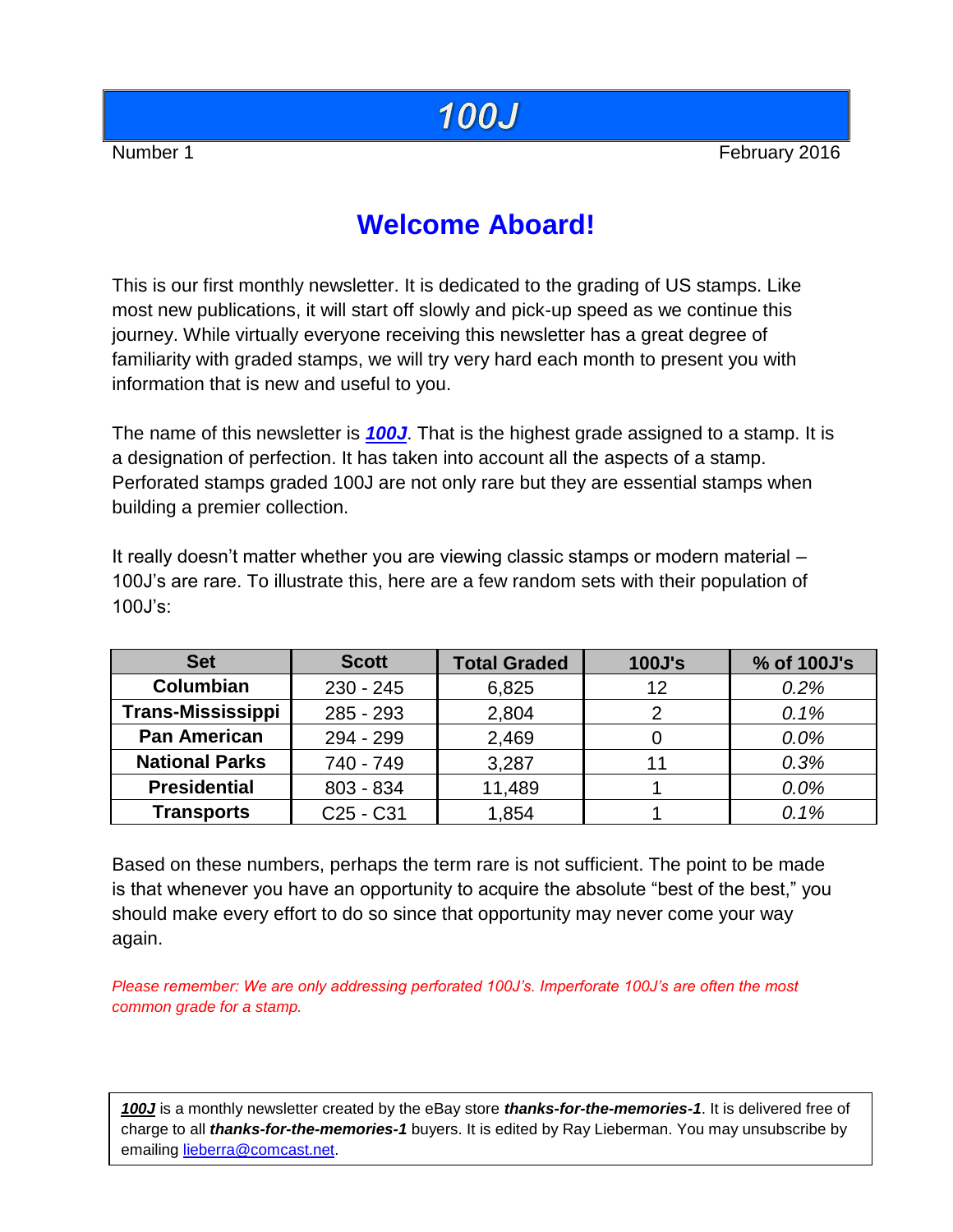# 100J

Number 1 February 2016

## Welcome Aboard!

This is our first monthly newsletter. It is dedicated to the grading of US stamps. Like most new publications, it will start off slowly and pick-up speed as we continue this journey. While virtually everyone receiving this newsletter has a great degree of familiarity with graded stamps, we will try very hard each month to present you with information that is new and useful to you.

The name of this newsletter is ***100J***. That is the highest grade assigned to a stamp. It is a designation of perfection. It has taken into account all the aspects of a stamp. Perforated stamps graded 100J are not only rare but they are essential stamps when building a premier collection.

It really doesn't matter whether you are viewing classic stamps or modern material – 100J's are rare. To illustrate this, here are a few random sets with their population of 100J's:

| Set | Scott | Total Graded | 100J's | % of 100J's |
|---|---|---|---|---|
| **Columbian** | 230 - 245 | 6,825 | 12 | *0.2%* |
| **Trans-Mississippi** | 285 - 293 | 2,804 | 2 | *0.1%* |
| **Pan American** | 294 - 299 | 2,469 | 0 | *0.0%* |
| **National Parks** | 740 - 749 | 3,287 | 11 | *0.3%* |
| **Presidential** | 803 - 834 | 11,489 | 1 | *0.0%* |
| **Transports** | C25 - C31 | 1,854 | 1 | *0.1%* |

Based on these numbers, perhaps the term rare is not sufficient. The point to be made is that whenever you have an opportunity to acquire the absolute "best of the best," you should make every effort to do so since that opportunity may never come your way again.

*Please remember: We are only addressing perforated 100J's. Imperforate 100J's are often the most common grade for a stamp.*

***100J*** is a monthly newsletter created by the eBay store ***thanks-for-the-memories-1***. It is delivered free of charge to all ***thanks-for-the-memories-1*** buyers. It is edited by Ray Lieberman. You may unsubscribe by emailing lieberra@comcast.net.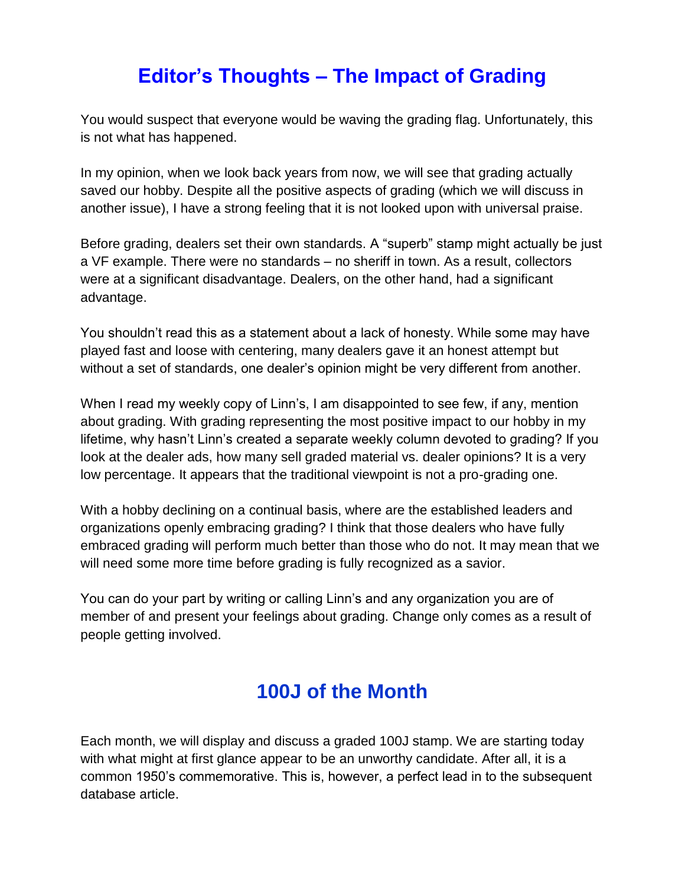## Editor's Thoughts – The Impact of Grading

You would suspect that everyone would be waving the grading flag. Unfortunately, this is not what has happened.

In my opinion, when we look back years from now, we will see that grading actually saved our hobby. Despite all the positive aspects of grading (which we will discuss in another issue), I have a strong feeling that it is not looked upon with universal praise.

Before grading, dealers set their own standards. A "superb" stamp might actually be just a VF example. There were no standards – no sheriff in town. As a result, collectors were at a significant disadvantage. Dealers, on the other hand, had a significant advantage.

You shouldn't read this as a statement about a lack of honesty. While some may have played fast and loose with centering, many dealers gave it an honest attempt but without a set of standards, one dealer's opinion might be very different from another.

When I read my weekly copy of Linn's, I am disappointed to see few, if any, mention about grading. With grading representing the most positive impact to our hobby in my lifetime, why hasn't Linn's created a separate weekly column devoted to grading? If you look at the dealer ads, how many sell graded material vs. dealer opinions? It is a very low percentage. It appears that the traditional viewpoint is not a pro-grading one.

With a hobby declining on a continual basis, where are the established leaders and organizations openly embracing grading? I think that those dealers who have fully embraced grading will perform much better than those who do not. It may mean that we will need some more time before grading is fully recognized as a savior.

You can do your part by writing or calling Linn's and any organization you are of member of and present your feelings about grading. Change only comes as a result of people getting involved.

## 100J of the Month

Each month, we will display and discuss a graded 100J stamp. We are starting today with what might at first glance appear to be an unworthy candidate. After all, it is a common 1950's commemorative. This is, however, a perfect lead in to the subsequent database article.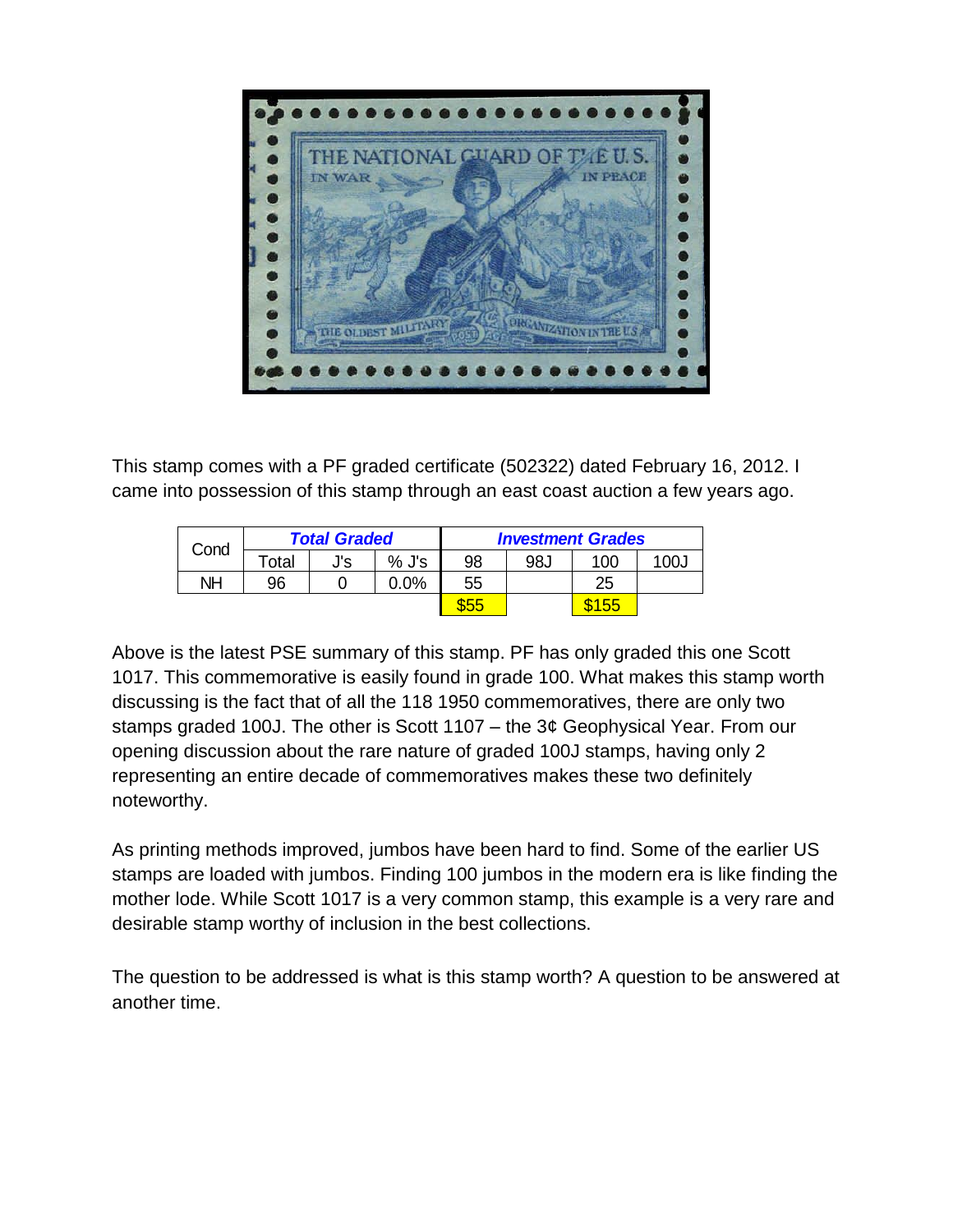This stamp comes with a PF graded certificate (502322) dated February 16, 2012. I came into possession of this stamp through an east coast auction a few years ago.

| Cond | ***Total Graded*** | | | ***Investment Grades*** | | | |
|---|---|---|---|---|---|---|---|
| | Total | J's | % J's | 98 | 98J | 100 | 100J |
| NH | 96 | 0 | 0.0% | 55 | | 25 | |
| | | | | $55 | | $155 | |

Above is the latest PSE summary of this stamp. PF has only graded this one Scott 1017. This commemorative is easily found in grade 100. What makes this stamp worth discussing is the fact that of all the 118 1950 commemoratives, there are only two stamps graded 100J. The other is Scott 1107 – the 3¢ Geophysical Year. From our opening discussion about the rare nature of graded 100J stamps, having only 2 representing an entire decade of commemoratives makes these two definitely noteworthy.

As printing methods improved, jumbos have been hard to find. Some of the earlier US stamps are loaded with jumbos. Finding 100 jumbos in the modern era is like finding the mother lode. While Scott 1017 is a very common stamp, this example is a very rare and desirable stamp worthy of inclusion in the best collections.

The question to be addressed is what is this stamp worth? A question to be answered at another time.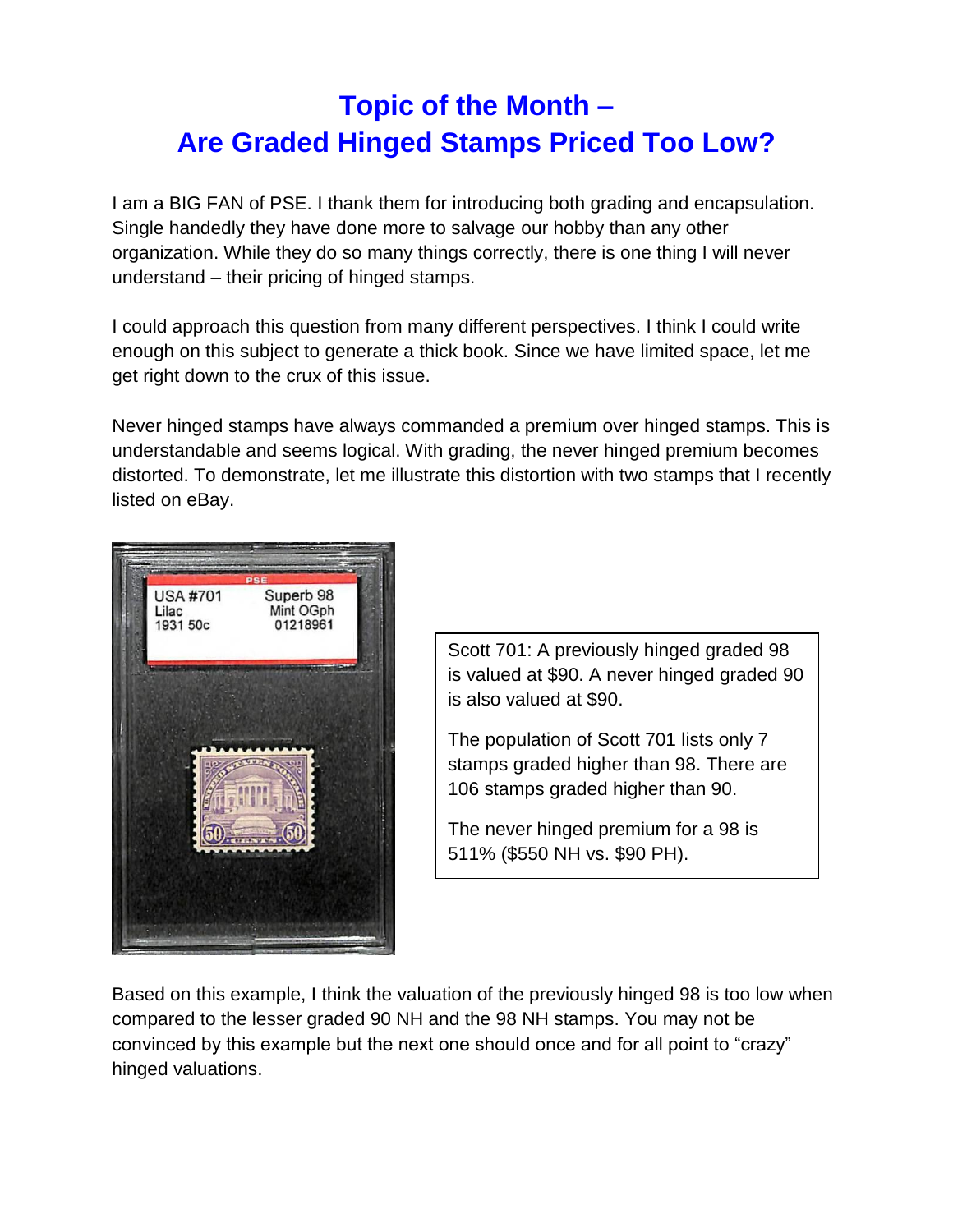# Topic of the Month – Are Graded Hinged Stamps Priced Too Low?

I am a BIG FAN of PSE. I thank them for introducing both grading and encapsulation. Single handedly they have done more to salvage our hobby than any other organization. While they do so many things correctly, there is one thing I will never understand – their pricing of hinged stamps.

I could approach this question from many different perspectives. I think I could write enough on this subject to generate a thick book. Since we have limited space, let me get right down to the crux of this issue.

Never hinged stamps have always commanded a premium over hinged stamps. This is understandable and seems logical. With grading, the never hinged premium becomes distorted. To demonstrate, let me illustrate this distortion with two stamps that I recently listed on eBay.

Scott 701: A previously hinged graded 98 is valued at $90. A never hinged graded 90 is also valued at $90.

The population of Scott 701 lists only 7 stamps graded higher than 98. There are 106 stamps graded higher than 90.

The never hinged premium for a 98 is 511% ($550 NH vs. $90 PH).

Based on this example, I think the valuation of the previously hinged 98 is too low when compared to the lesser graded 90 NH and the 98 NH stamps. You may not be convinced by this example but the next one should once and for all point to "crazy" hinged valuations.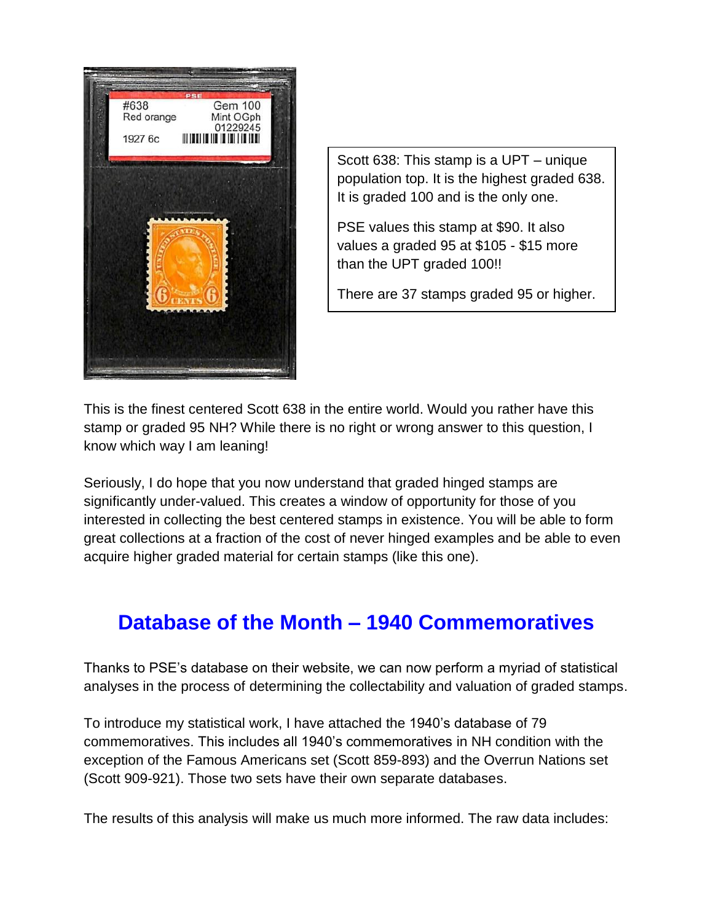Scott 638: This stamp is a UPT – unique population top. It is the highest graded 638. It is graded 100 and is the only one.

PSE values this stamp at $90. It also values a graded 95 at $105 - $15 more than the UPT graded 100!!

There are 37 stamps graded 95 or higher.

This is the finest centered Scott 638 in the entire world. Would you rather have this stamp or graded 95 NH? While there is no right or wrong answer to this question, I know which way I am leaning!

Seriously, I do hope that you now understand that graded hinged stamps are significantly under-valued. This creates a window of opportunity for those of you interested in collecting the best centered stamps in existence. You will be able to form great collections at a fraction of the cost of never hinged examples and be able to even acquire higher graded material for certain stamps (like this one).

## Database of the Month – 1940 Commemoratives

Thanks to PSE's database on their website, we can now perform a myriad of statistical analyses in the process of determining the collectability and valuation of graded stamps.

To introduce my statistical work, I have attached the 1940's database of 79 commemoratives. This includes all 1940's commemoratives in NH condition with the exception of the Famous Americans set (Scott 859-893) and the Overrun Nations set (Scott 909-921). Those two sets have their own separate databases.

The results of this analysis will make us much more informed. The raw data includes: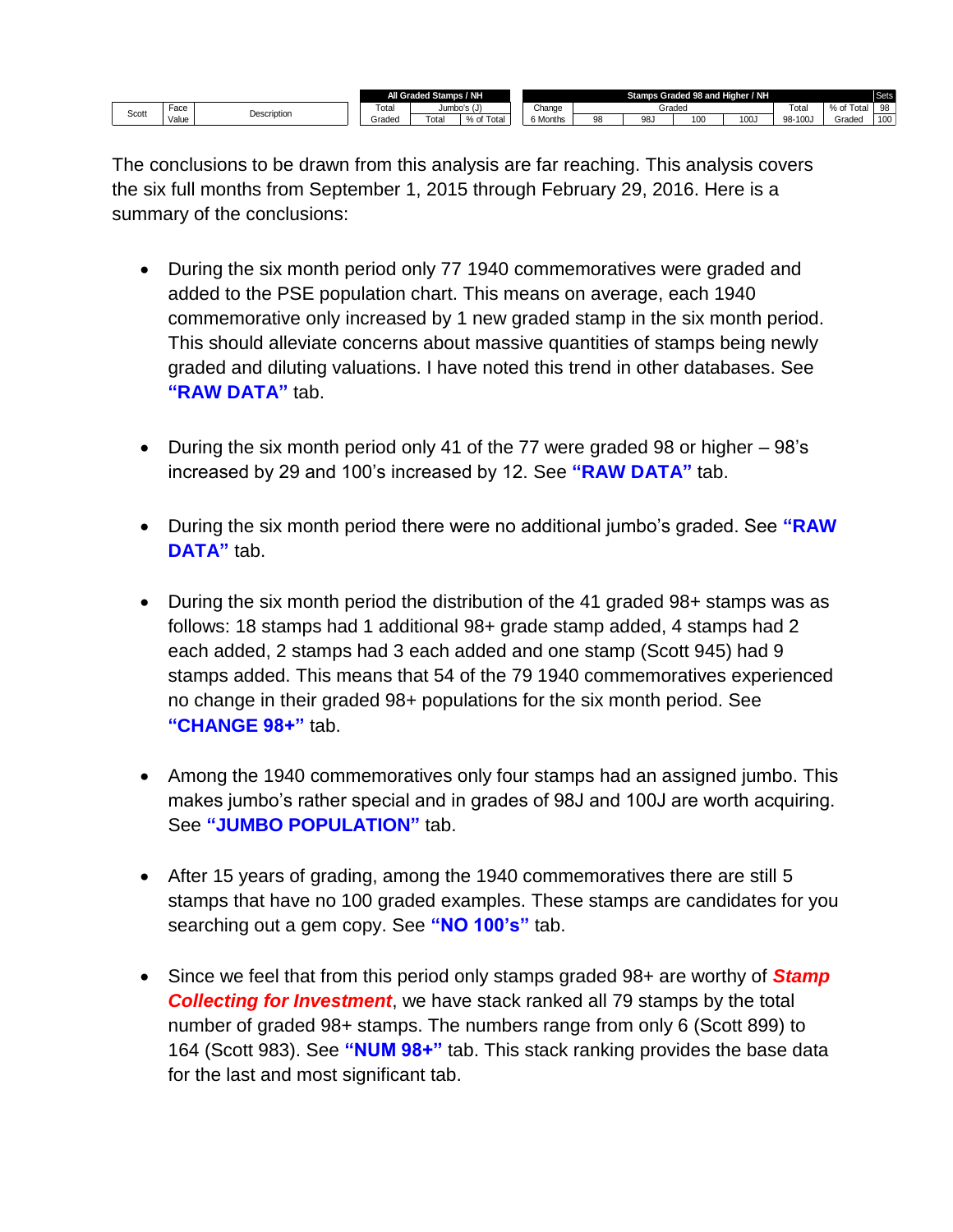The conclusions to be drawn from this analysis are far reaching. This analysis covers the six full months from September 1, 2015 through February 29, 2016. Here is a summary of the conclusions:

- During the six month period only 77 1940 commemoratives were graded and added to the PSE population chart. This means on average, each 1940 commemorative only increased by 1 new graded stamp in the six month period. This should alleviate concerns about massive quantities of stamps being newly graded and diluting valuations. I have noted this trend in other databases. See **"RAW DATA"** tab.

- During the six month period only 41 of the 77 were graded 98 or higher – 98's increased by 29 and 100's increased by 12. See **"RAW DATA"** tab.

- During the six month period there were no additional jumbo's graded. See **"RAW DATA"** tab.

- During the six month period the distribution of the 41 graded 98+ stamps was as follows: 18 stamps had 1 additional 98+ grade stamp added, 4 stamps had 2 each added, 2 stamps had 3 each added and one stamp (Scott 945) had 9 stamps added. This means that 54 of the 79 1940 commemoratives experienced no change in their graded 98+ populations for the six month period. See **"CHANGE 98+"** tab.

- Among the 1940 commemoratives only four stamps had an assigned jumbo. This makes jumbo's rather special and in grades of 98J and 100J are worth acquiring. See **"JUMBO POPULATION"** tab.

- After 15 years of grading, among the 1940 commemoratives there are still 5 stamps that have no 100 graded examples. These stamps are candidates for you searching out a gem copy. See **"NO 100's"** tab.

- Since we feel that from this period only stamps graded 98+ are worthy of ***Stamp Collecting for Investment***, we have stack ranked all 79 stamps by the total number of graded 98+ stamps. The numbers range from only 6 (Scott 899) to 164 (Scott 983). See **"NUM 98+"** tab. This stack ranking provides the base data for the last and most significant tab.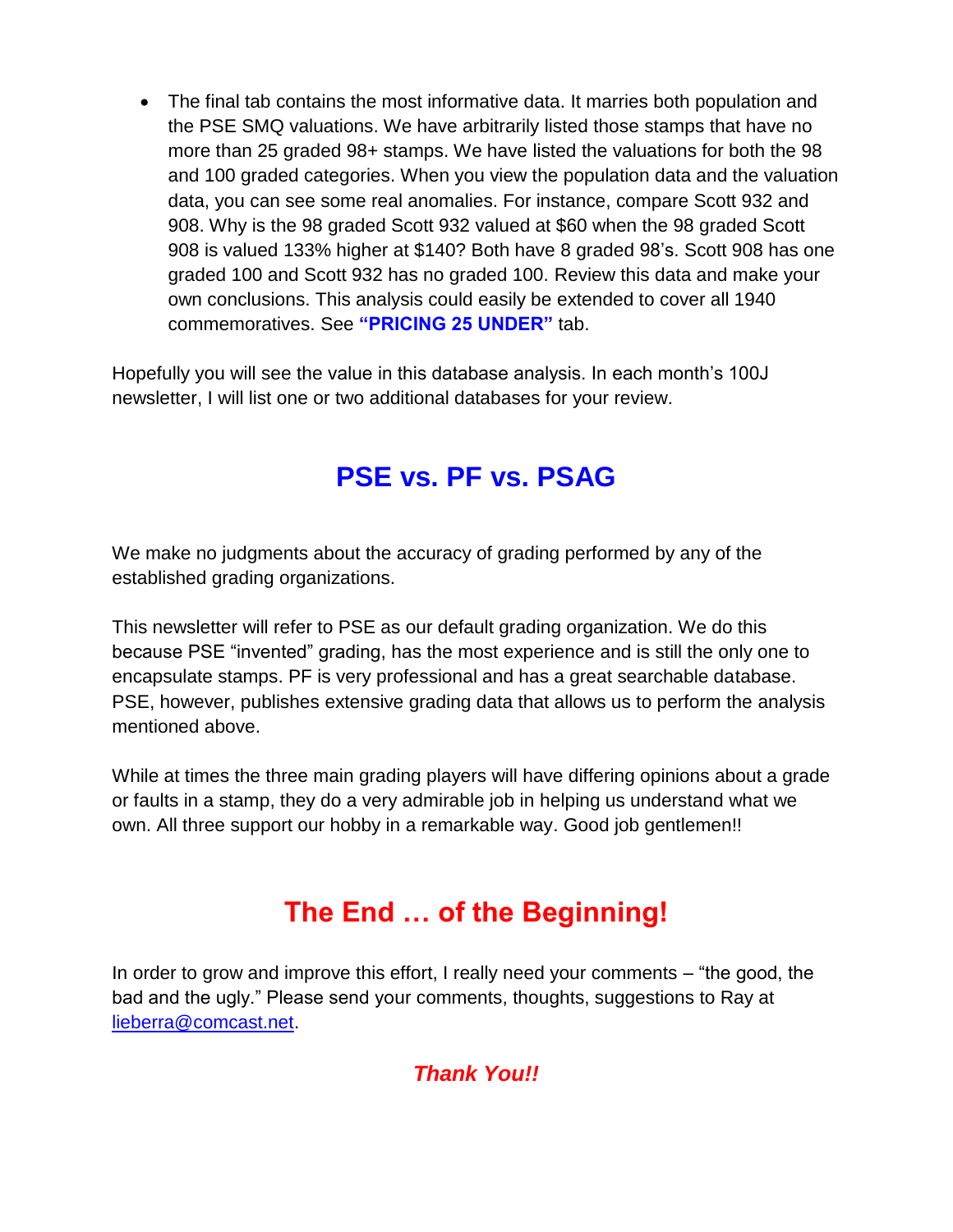- The final tab contains the most informative data. It marries both population and the PSE SMQ valuations. We have arbitrarily listed those stamps that have no more than 25 graded 98+ stamps. We have listed the valuations for both the 98 and 100 graded categories. When you view the population data and the valuation data, you can see some real anomalies. For instance, compare Scott 932 and 908. Why is the 98 graded Scott 932 valued at $60 when the 98 graded Scott 908 is valued 133% higher at $140? Both have 8 graded 98's. Scott 908 has one graded 100 and Scott 932 has no graded 100. Review this data and make your own conclusions. This analysis could easily be extended to cover all 1940 commemoratives. See **"PRICING 25 UNDER"** tab.

Hopefully you will see the value in this database analysis. In each month's 100J newsletter, I will list one or two additional databases for your review.

## PSE vs. PF vs. PSAG

We make no judgments about the accuracy of grading performed by any of the established grading organizations.

This newsletter will refer to PSE as our default grading organization. We do this because PSE "invented" grading, has the most experience and is still the only one to encapsulate stamps. PF is very professional and has a great searchable database. PSE, however, publishes extensive grading data that allows us to perform the analysis mentioned above.

While at times the three main grading players will have differing opinions about a grade or faults in a stamp, they do a very admirable job in helping us understand what we own. All three support our hobby in a remarkable way. Good job gentlemen!!

## The End … of the Beginning!

In order to grow and improve this effort, I really need your comments – "the good, the bad and the ugly." Please send your comments, thoughts, suggestions to Ray at lieberra@comcast.net.

***Thank You!!***